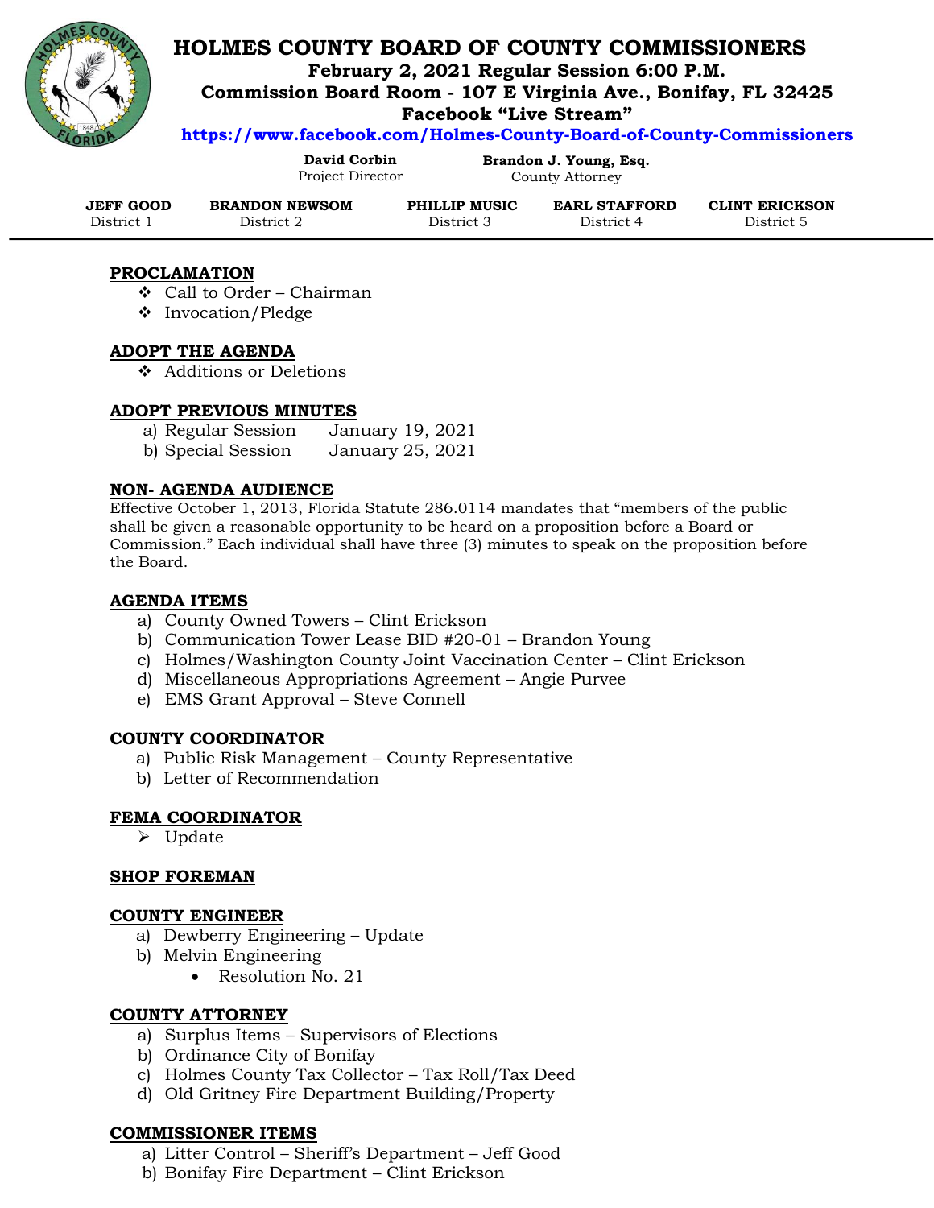# HOLMES COUNTY BOARD OF COUNTY COMMISSIONERS

**February 2, 2021 Regular Session 6:00 P.M.**
**Commission Board Room - 107 E Virginia Ave., Bonifay, FL 32425**
**Facebook "Live Stream"**
**https://www.facebook.com/Holmes-County-Board-of-County-Commissioners**

**David Corbin**
Project Director

**Brandon J. Young, Esq.**
County Attorney

| JEFF GOOD | BRANDON NEWSOM | PHILLIP MUSIC | EARL STAFFORD | CLINT ERICKSON |
|---|---|---|---|---|
| District 1 | District 2 | District 3 | District 4 | District 5 |

---

## PROCLAMATION

- Call to Order – Chairman
- Invocation/Pledge

## ADOPT THE AGENDA

- Additions or Deletions

## ADOPT PREVIOUS MINUTES

a) Regular Session January 19, 2021
b) Special Session January 25, 2021

## NON- AGENDA AUDIENCE

Effective October 1, 2013, Florida Statute 286.0114 mandates that "members of the public shall be given a reasonable opportunity to be heard on a proposition before a Board or Commission." Each individual shall have three (3) minutes to speak on the proposition before the Board.

## AGENDA ITEMS

a) County Owned Towers – Clint Erickson
b) Communication Tower Lease BID #20-01 – Brandon Young
c) Holmes/Washington County Joint Vaccination Center – Clint Erickson
d) Miscellaneous Appropriations Agreement – Angie Purvee
e) EMS Grant Approval – Steve Connell

## COUNTY COORDINATOR

a) Public Risk Management – County Representative
b) Letter of Recommendation

## FEMA COORDINATOR

- Update

## SHOP FOREMAN

## COUNTY ENGINEER

a) Dewberry Engineering – Update
b) Melvin Engineering
   - Resolution No. 21

## COUNTY ATTORNEY

a) Surplus Items – Supervisors of Elections
b) Ordinance City of Bonifay
c) Holmes County Tax Collector – Tax Roll/Tax Deed
d) Old Gritney Fire Department Building/Property

## COMMISSIONER ITEMS

a) Litter Control – Sheriff's Department – Jeff Good
b) Bonifay Fire Department – Clint Erickson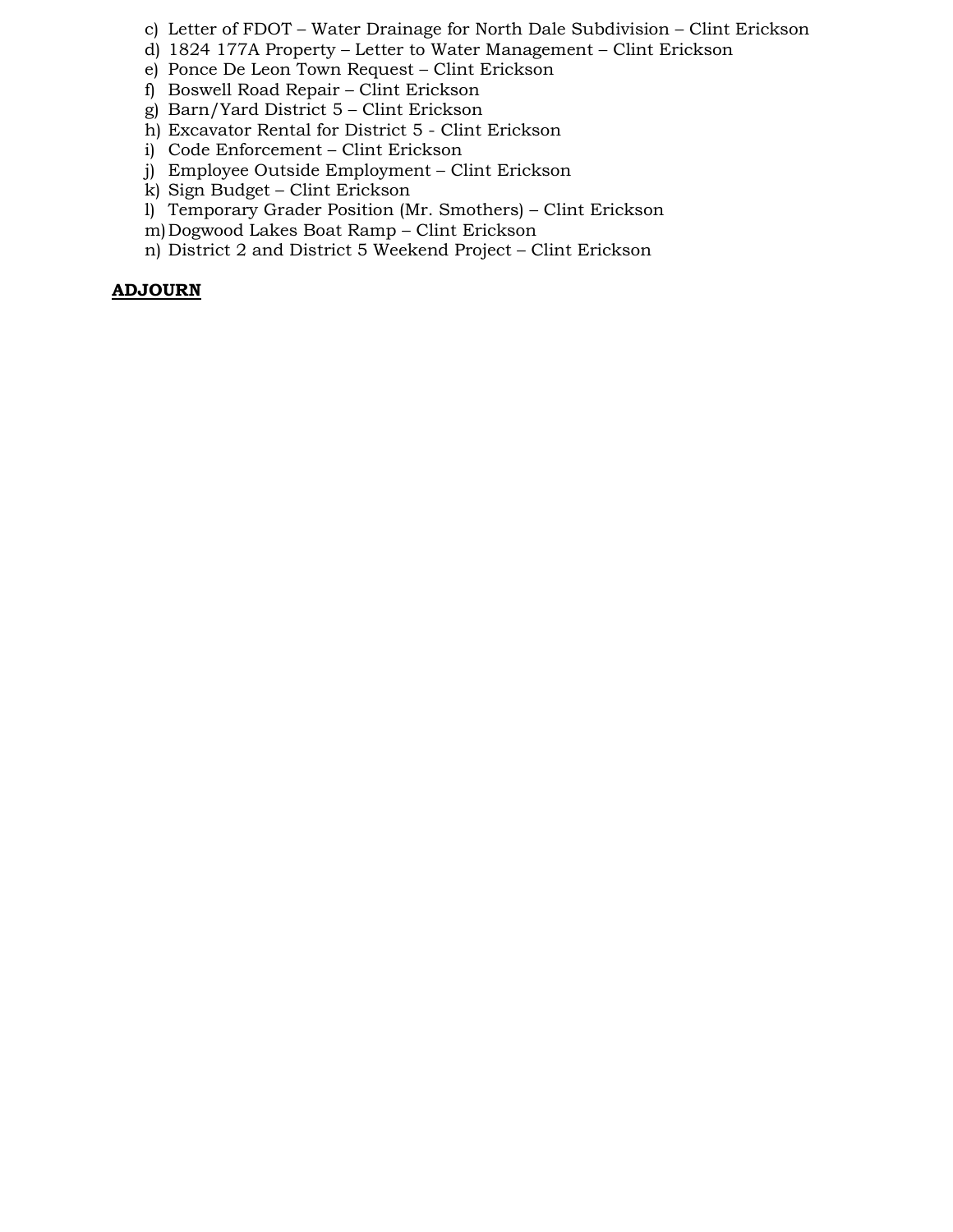c) Letter of FDOT – Water Drainage for North Dale Subdivision – Clint Erickson
d) 1824 177A Property – Letter to Water Management – Clint Erickson
e) Ponce De Leon Town Request – Clint Erickson
f) Boswell Road Repair – Clint Erickson
g) Barn/Yard District 5 – Clint Erickson
h) Excavator Rental for District 5 - Clint Erickson
i) Code Enforcement – Clint Erickson
j) Employee Outside Employment – Clint Erickson
k) Sign Budget – Clint Erickson
l) Temporary Grader Position (Mr. Smothers) – Clint Erickson
m) Dogwood Lakes Boat Ramp – Clint Erickson
n) District 2 and District 5 Weekend Project – Clint Erickson

**ADJOURN**